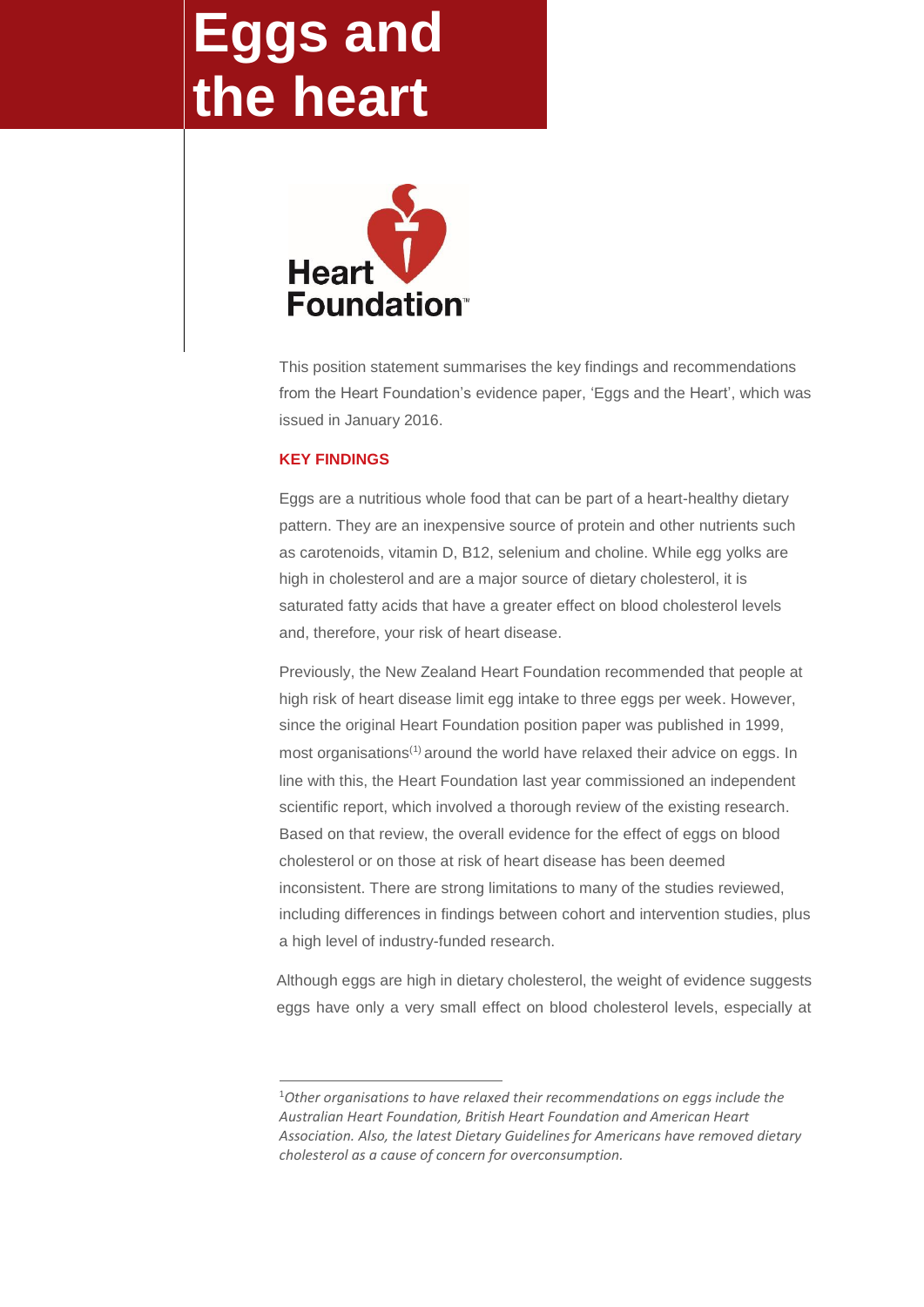# Eggs and the heart

Heart Foundation™

This position statement summarises the key findings and recommendations from the Heart Foundation's evidence paper, 'Eggs and the Heart', which was issued in January 2016.

## KEY FINDINGS

Eggs are a nutritious whole food that can be part of a heart-healthy dietary pattern. They are an inexpensive source of protein and other nutrients such as carotenoids, vitamin D, B12, selenium and choline. While egg yolks are high in cholesterol and are a major source of dietary cholesterol, it is saturated fatty acids that have a greater effect on blood cholesterol levels and, therefore, your risk of heart disease.

Previously, the New Zealand Heart Foundation recommended that people at high risk of heart disease limit egg intake to three eggs per week. However, since the original Heart Foundation position paper was published in 1999, most organisations[1] around the world have relaxed their advice on eggs. In line with this, the Heart Foundation last year commissioned an independent scientific report, which involved a thorough review of the existing research. Based on that review, the overall evidence for the effect of eggs on blood cholesterol or on those at risk of heart disease has been deemed inconsistent. There are strong limitations to many of the studies reviewed, including differences in findings between cohort and intervention studies, plus a high level of industry-funded research.

Although eggs are high in dietary cholesterol, the weight of evidence suggests eggs have only a very small effect on blood cholesterol levels, especially at

---

[1] *Other organisations to have relaxed their recommendations on eggs include the Australian Heart Foundation, British Heart Foundation and American Heart Association. Also, the latest Dietary Guidelines for Americans have removed dietary cholesterol as a cause of concern for overconsumption.*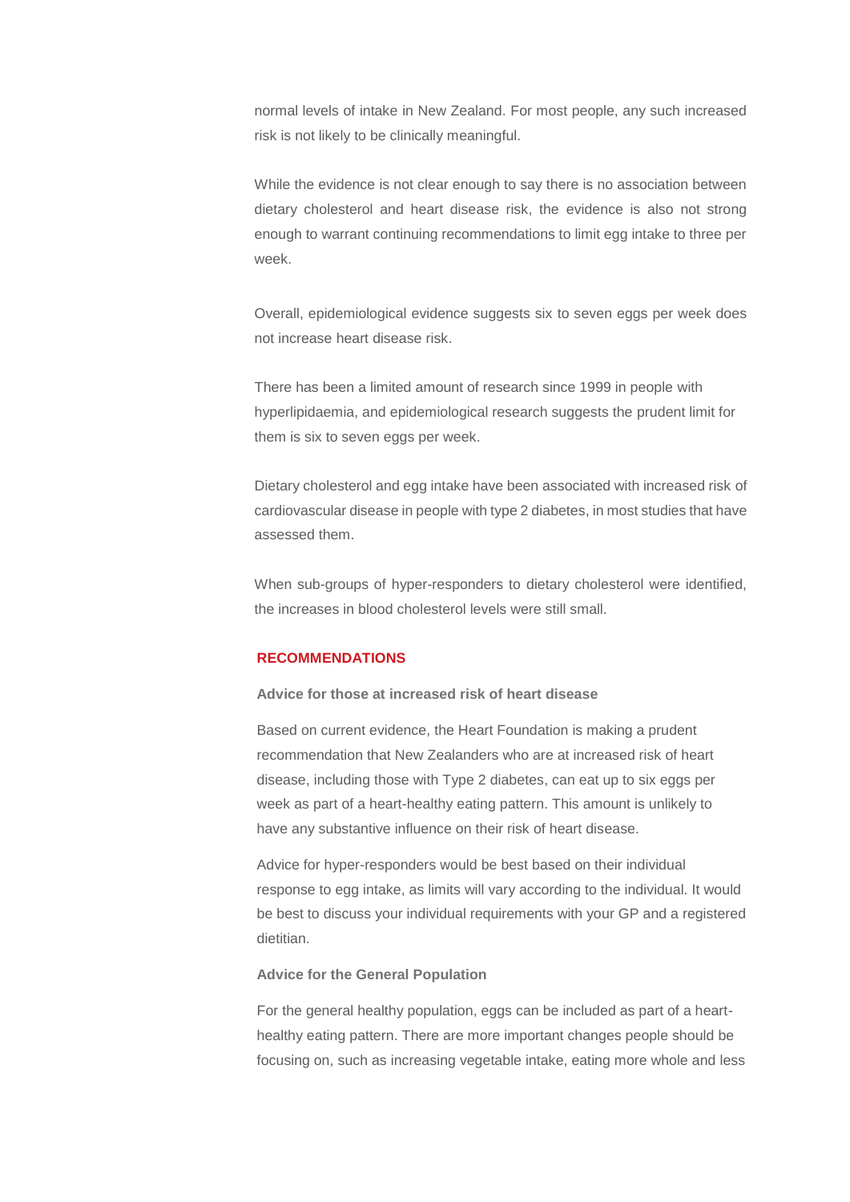normal levels of intake in New Zealand. For most people, any such increased risk is not likely to be clinically meaningful.

While the evidence is not clear enough to say there is no association between dietary cholesterol and heart disease risk, the evidence is also not strong enough to warrant continuing recommendations to limit egg intake to three per week.

Overall, epidemiological evidence suggests six to seven eggs per week does not increase heart disease risk.

There has been a limited amount of research since 1999 in people with hyperlipidaemia, and epidemiological research suggests the prudent limit for them is six to seven eggs per week.

Dietary cholesterol and egg intake have been associated with increased risk of cardiovascular disease in people with type 2 diabetes, in most studies that have assessed them.

When sub-groups of hyper-responders to dietary cholesterol were identified, the increases in blood cholesterol levels were still small.

## RECOMMENDATIONS

### Advice for those at increased risk of heart disease

Based on current evidence, the Heart Foundation is making a prudent recommendation that New Zealanders who are at increased risk of heart disease, including those with Type 2 diabetes, can eat up to six eggs per week as part of a heart-healthy eating pattern. This amount is unlikely to have any substantive influence on their risk of heart disease.

Advice for hyper-responders would be best based on their individual response to egg intake, as limits will vary according to the individual. It would be best to discuss your individual requirements with your GP and a registered dietitian.

### Advice for the General Population

For the general healthy population, eggs can be included as part of a heart-healthy eating pattern. There are more important changes people should be focusing on, such as increasing vegetable intake, eating more whole and less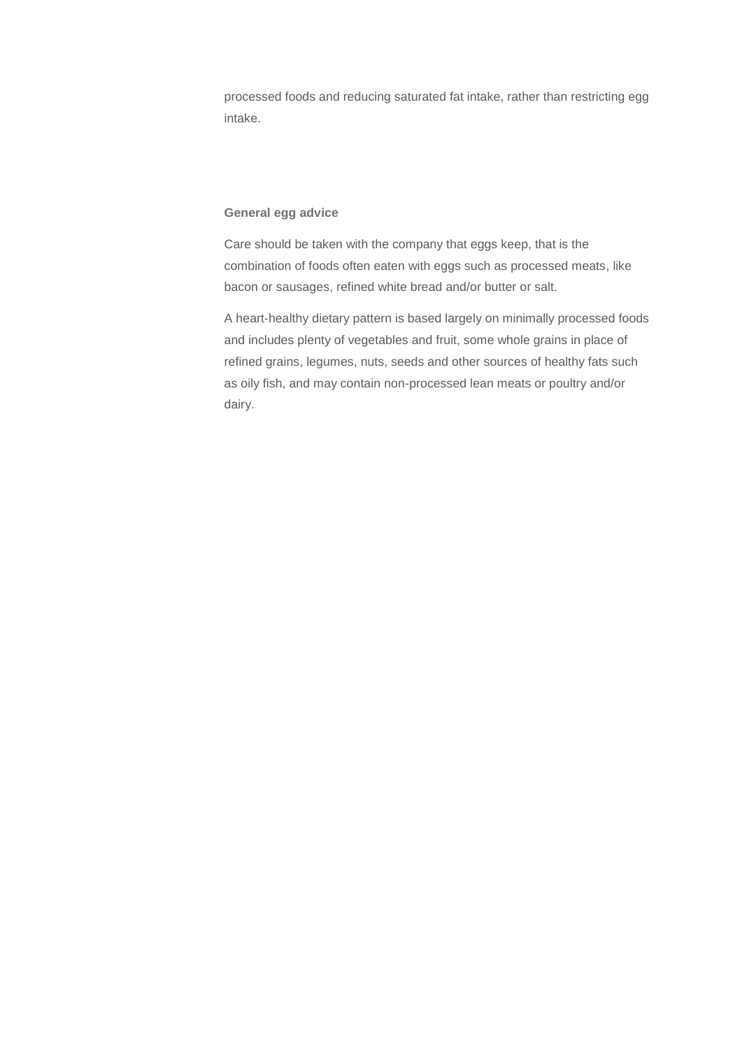processed foods and reducing saturated fat intake, rather than restricting egg intake.

### General egg advice

Care should be taken with the company that eggs keep, that is the combination of foods often eaten with eggs such as processed meats, like bacon or sausages, refined white bread and/or butter or salt.

A heart-healthy dietary pattern is based largely on minimally processed foods and includes plenty of vegetables and fruit, some whole grains in place of refined grains, legumes, nuts, seeds and other sources of healthy fats such as oily fish, and may contain non-processed lean meats or poultry and/or dairy.